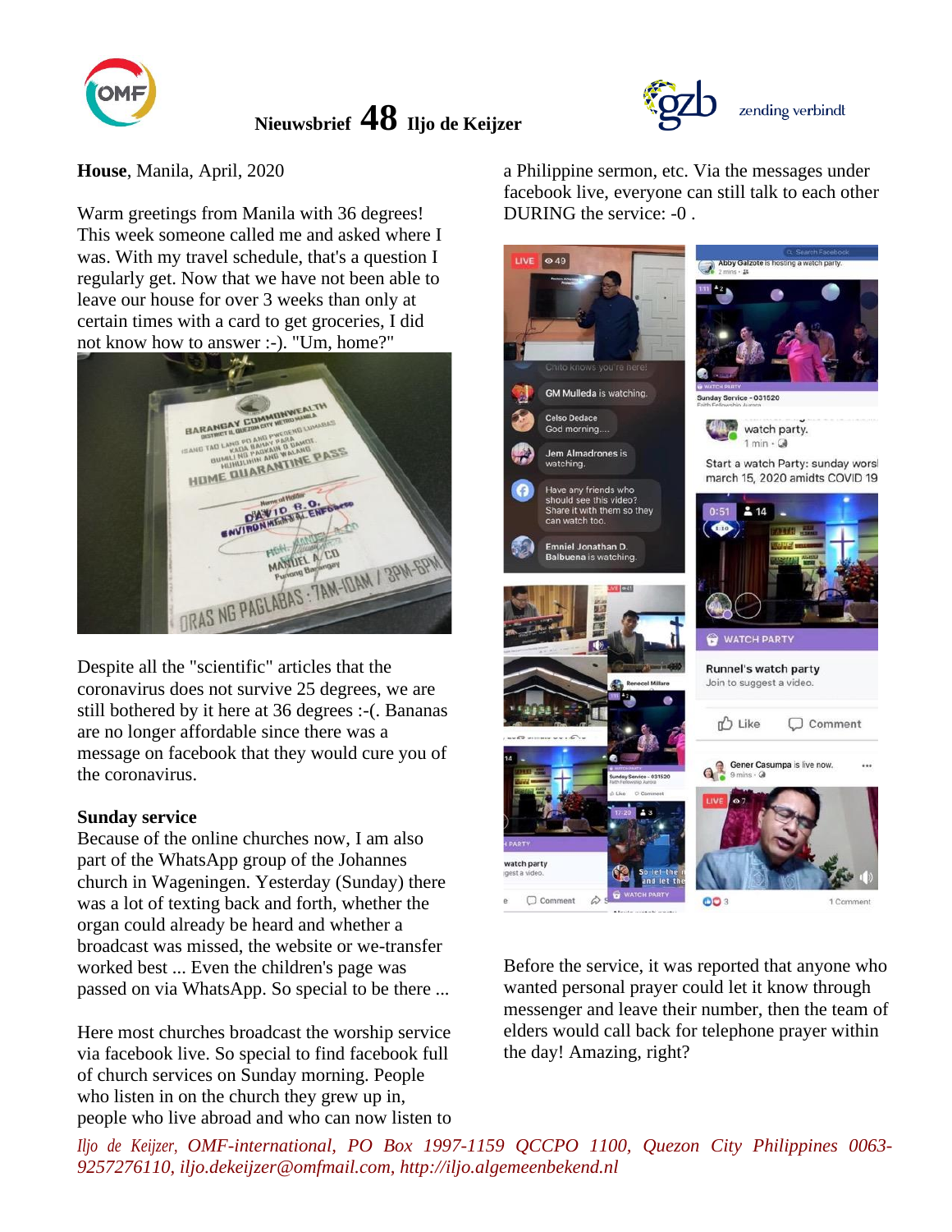# Nieuwsbrief 48 Iljo de Keijzer

zending verbindt

**House**, Manila, April, 2020

Warm greetings from Manila with 36 degrees! This week someone called me and asked where I was. With my travel schedule, that's a question I regularly get. Now that we have not been able to leave our house for over 3 weeks than only at certain times with a card to get groceries, I did not know how to answer :-). "Um, home?"

Despite all the "scientific" articles that the coronavirus does not survive 25 degrees, we are still bothered by it here at 36 degrees :-(. Bananas are no longer affordable since there was a message on facebook that they would cure you of the coronavirus.

**Sunday service**

Because of the online churches now, I am also part of the WhatsApp group of the Johannes church in Wageningen. Yesterday (Sunday) there was a lot of texting back and forth, whether the organ could already be heard and whether a broadcast was missed, the website or we-transfer worked best ... Even the children's page was passed on via WhatsApp. So special to be there ...

Here most churches broadcast the worship service via facebook live. So special to find facebook full of church services on Sunday morning. People who listen in on the church they grew up in, people who live abroad and who can now listen to a Philippine sermon, etc. Via the messages under facebook live, everyone can still talk to each other DURING the service: -0 .

Before the service, it was reported that anyone who wanted personal prayer could let it know through messenger and leave their number, then the team of elders would call back for telephone prayer within the day! Amazing, right?

*Iljo de Keijzer, OMF-international, PO Box 1997-1159 QCCPO 1100, Quezon City Philippines 0063-9257276110, iljo.dekeijzer@omfmail.com, http://iljo.algemeenbekend.nl*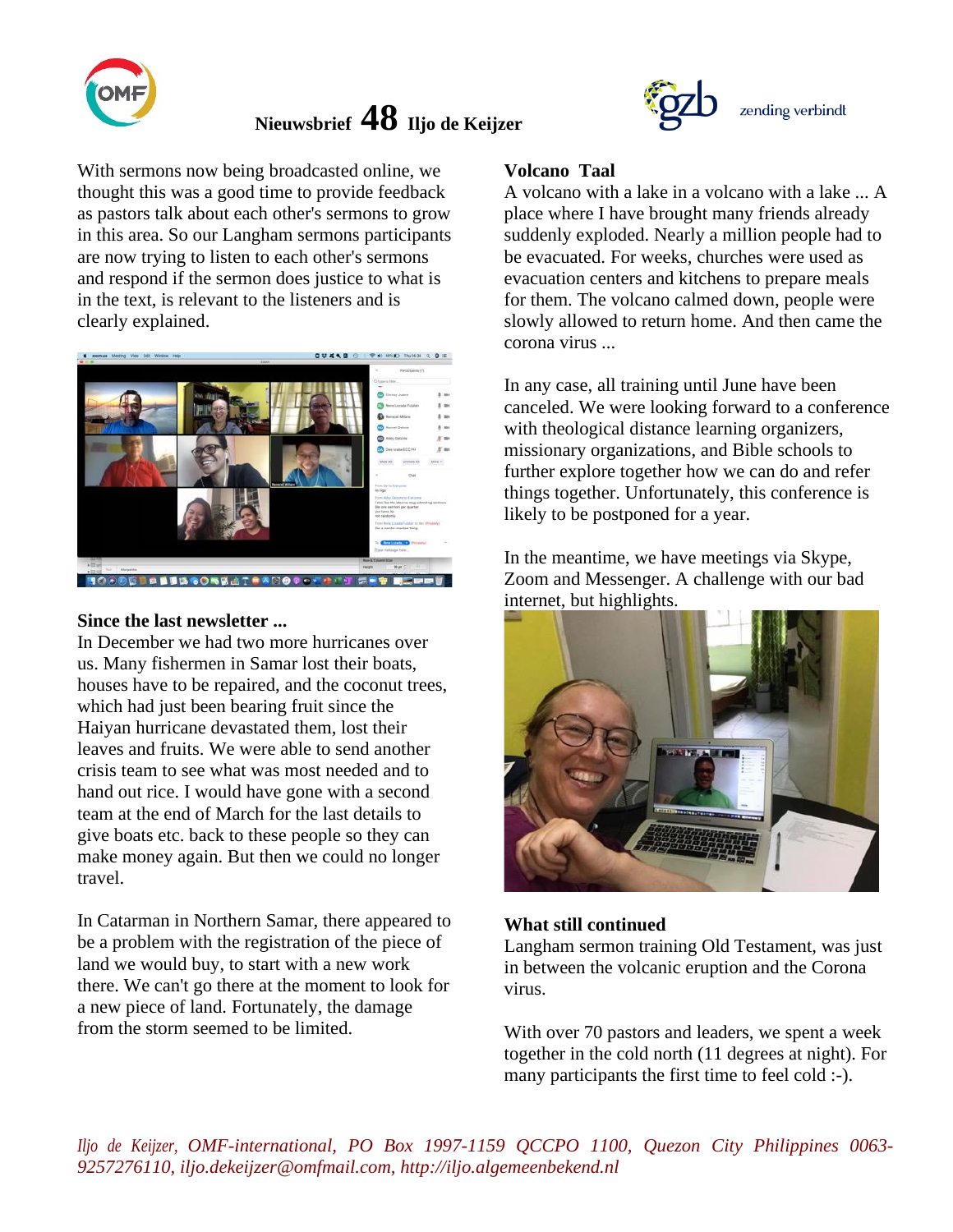# Nieuwsbrief 48 Iljo de Keijzer

With sermons now being broadcasted online, we thought this was a good time to provide feedback as pastors talk about each other's sermons to grow in this area. So our Langham sermons participants are now trying to listen to each other's sermons and respond if the sermon does justice to what is in the text, is relevant to the listeners and is clearly explained.

**Since the last newsletter ...**

In December we had two more hurricanes over us. Many fishermen in Samar lost their boats, houses have to be repaired, and the coconut trees, which had just been bearing fruit since the Haiyan hurricane devastated them, lost their leaves and fruits. We were able to send another crisis team to see what was most needed and to hand out rice. I would have gone with a second team at the end of March for the last details to give boats etc. back to these people so they can make money again. But then we could no longer travel.

In Catarman in Northern Samar, there appeared to be a problem with the registration of the piece of land we would buy, to start with a new work there. We can't go there at the moment to look for a new piece of land. Fortunately, the damage from the storm seemed to be limited.

**Volcano Taal**

A volcano with a lake in a volcano with a lake ... A place where I have brought many friends already suddenly exploded. Nearly a million people had to be evacuated. For weeks, churches were used as evacuation centers and kitchens to prepare meals for them. The volcano calmed down, people were slowly allowed to return home. And then came the corona virus ...

In any case, all training until June have been canceled. We were looking forward to a conference with theological distance learning organizers, missionary organizations, and Bible schools to further explore together how we can do and refer things together. Unfortunately, this conference is likely to be postponed for a year.

In the meantime, we have meetings via Skype, Zoom and Messenger. A challenge with our bad internet, but highlights.

**What still continued**

Langham sermon training Old Testament, was just in between the volcanic eruption and the Corona virus.

With over 70 pastors and leaders, we spent a week together in the cold north (11 degrees at night). For many participants the first time to feel cold :-).

*Iljo de Keijzer, OMF-international, PO Box 1997-1159 QCCPO 1100, Quezon City Philippines 0063-9257276110, iljo.dekeijzer@omfmail.com, http://iljo.algemeenbekend.nl*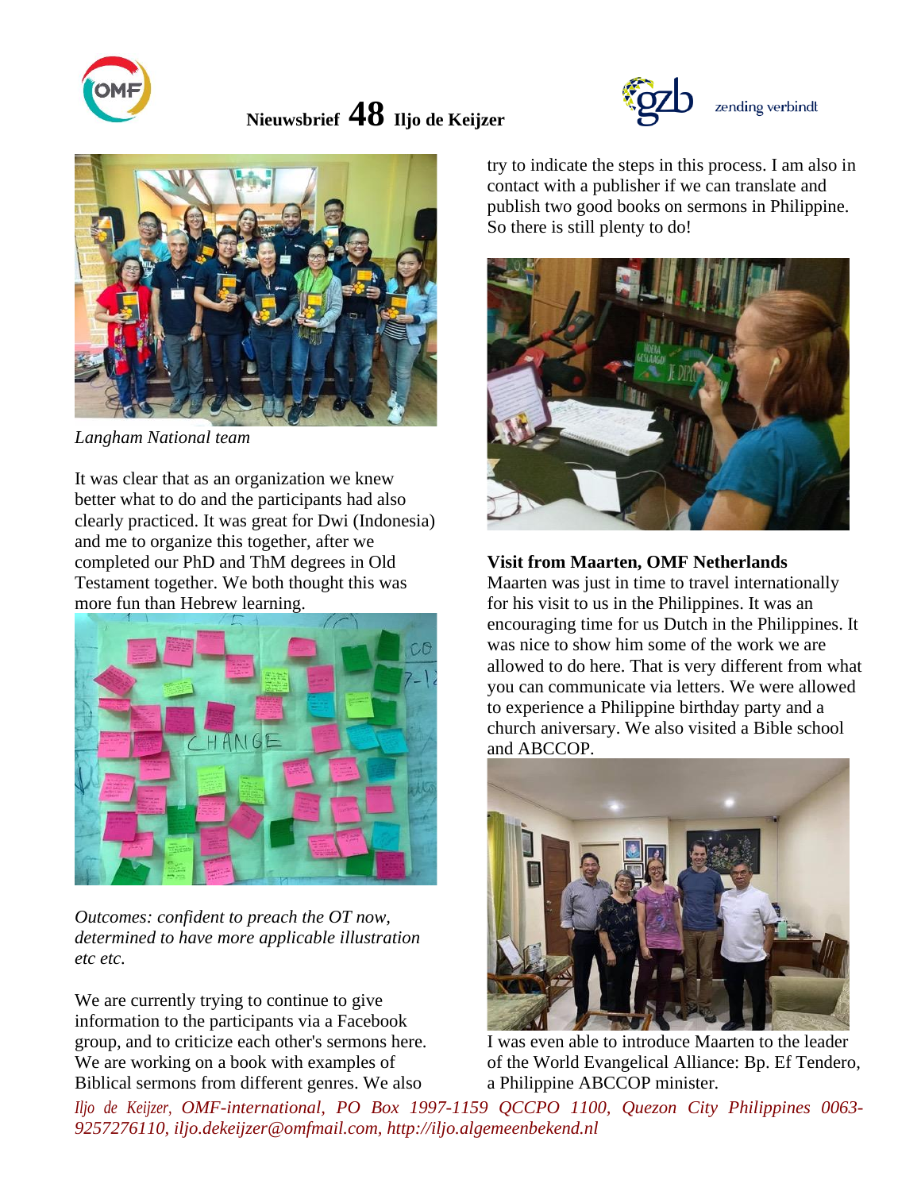# Nieuwsbrief 48 Iljo de Keijzer

*Langham National team*

It was clear that as an organization we knew better what to do and the participants had also clearly practiced. It was great for Dwi (Indonesia) and me to organize this together, after we completed our PhD and ThM degrees in Old Testament together. We both thought this was more fun than Hebrew learning.

*Outcomes: confident to preach the OT now, determined to have more applicable illustration etc etc.*

We are currently trying to continue to give information to the participants via a Facebook group, and to criticize each other's sermons here. We are working on a book with examples of Biblical sermons from different genres. We also try to indicate the steps in this process. I am also in contact with a publisher if we can translate and publish two good books on sermons in Philippine. So there is still plenty to do!

**Visit from Maarten, OMF Netherlands**

Maarten was just in time to travel internationally for his visit to us in the Philippines. It was an encouraging time for us Dutch in the Philippines. It was nice to show him some of the work we are allowed to do here. That is very different from what you can communicate via letters. We were allowed to experience a Philippine birthday party and a church aniversary. We also visited a Bible school and ABCCOP.

I was even able to introduce Maarten to the leader of the World Evangelical Alliance: Bp. Ef Tendero, a Philippine ABCCOP minister.

*Iljo de Keijzer, OMF-international, PO Box 1997-1159 QCCPO 1100, Quezon City Philippines 0063-9257276110, iljo.dekeijzer@omfmail.com, http://iljo.algemeenbekend.nl*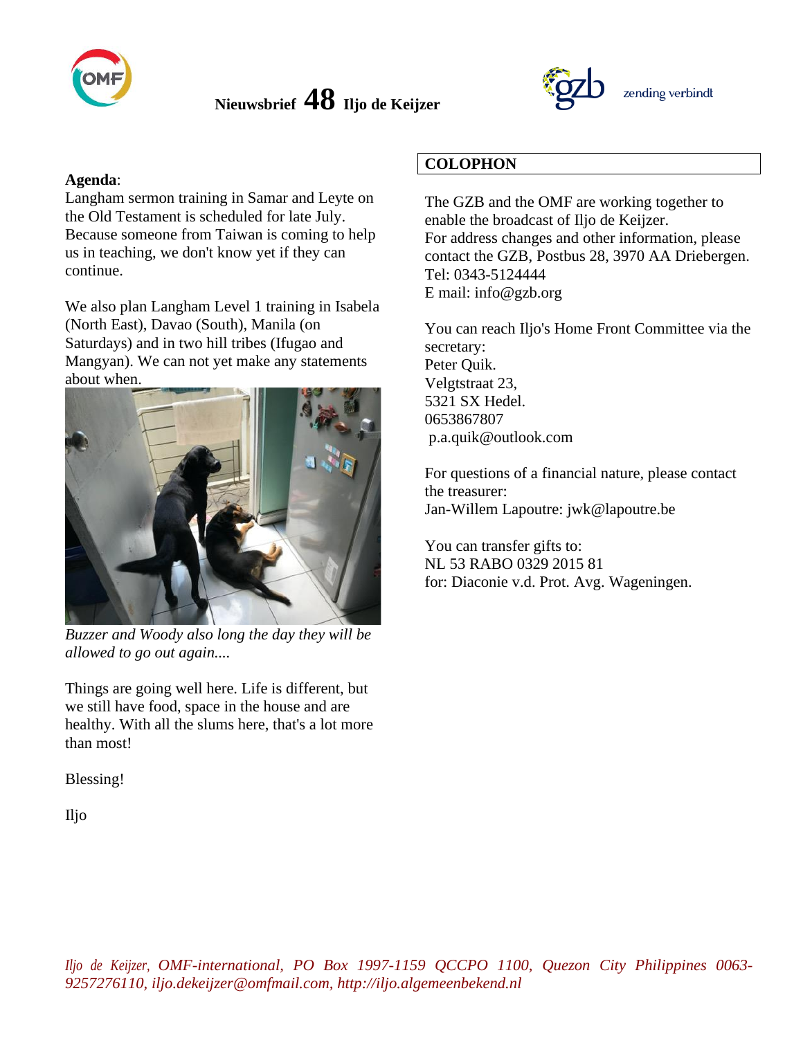**Nieuwsbrief 48 Iljo de Keijzer**

zending verbindt

**Agenda**:
Langham sermon training in Samar and Leyte on the Old Testament is scheduled for late July. Because someone from Taiwan is coming to help us in teaching, we don't know yet if they can continue.

We also plan Langham Level 1 training in Isabela (North East), Davao (South), Manila (on Saturdays) and in two hill tribes (Ifugao and Mangyan). We can not yet make any statements about when.

*Buzzer and Woody also long the day they will be allowed to go out again....*

Things are going well here. Life is different, but we still have food, space in the house and are healthy. With all the slums here, that's a lot more than most!

Blessing!

Iljo

## COLOPHON

The GZB and the OMF are working together to enable the broadcast of Iljo de Keijzer.
For address changes and other information, please contact the GZB, Postbus 28, 3970 AA Driebergen.
Tel: 0343-5124444
E mail: info@gzb.org

You can reach Iljo's Home Front Committee via the secretary:
Peter Quik.
Velgtstraat 23,
5321 SX Hedel.
0653867807
p.a.quik@outlook.com

For questions of a financial nature, please contact the treasurer:
Jan-Willem Lapoutre: jwk@lapoutre.be

You can transfer gifts to:
NL 53 RABO 0329 2015 81
for: Diaconie v.d. Prot. Avg. Wageningen.

*Iljo de Keijzer, OMF-international, PO Box 1997-1159 QCCPO 1100, Quezon City Philippines 0063-9257276110, iljo.dekeijzer@omfmail.com, http://iljo.algemeenbekend.nl*